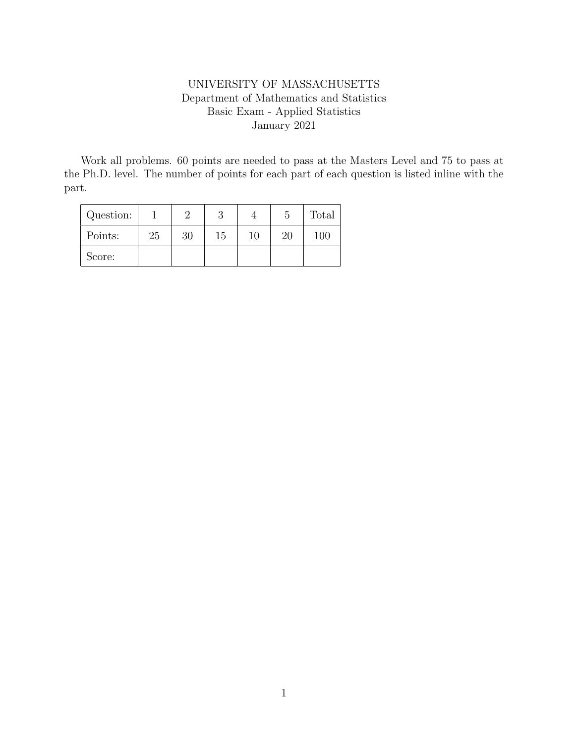# UNIVERSITY OF MASSACHUSETTS

Department of Mathematics and Statistics
Basic Exam - Applied Statistics
January 2021

Work all problems. 60 points are needed to pass at the Masters Level and 75 to pass at the Ph.D. level. The number of points for each part of each question is listed inline with the part.

| Question: | 1 | 2 | 3 | 4 | 5 | Total |
|---|---|---|---|---|---|---|
| Points: | 25 | 30 | 15 | 10 | 20 | 100 |
| Score: | | | | | | |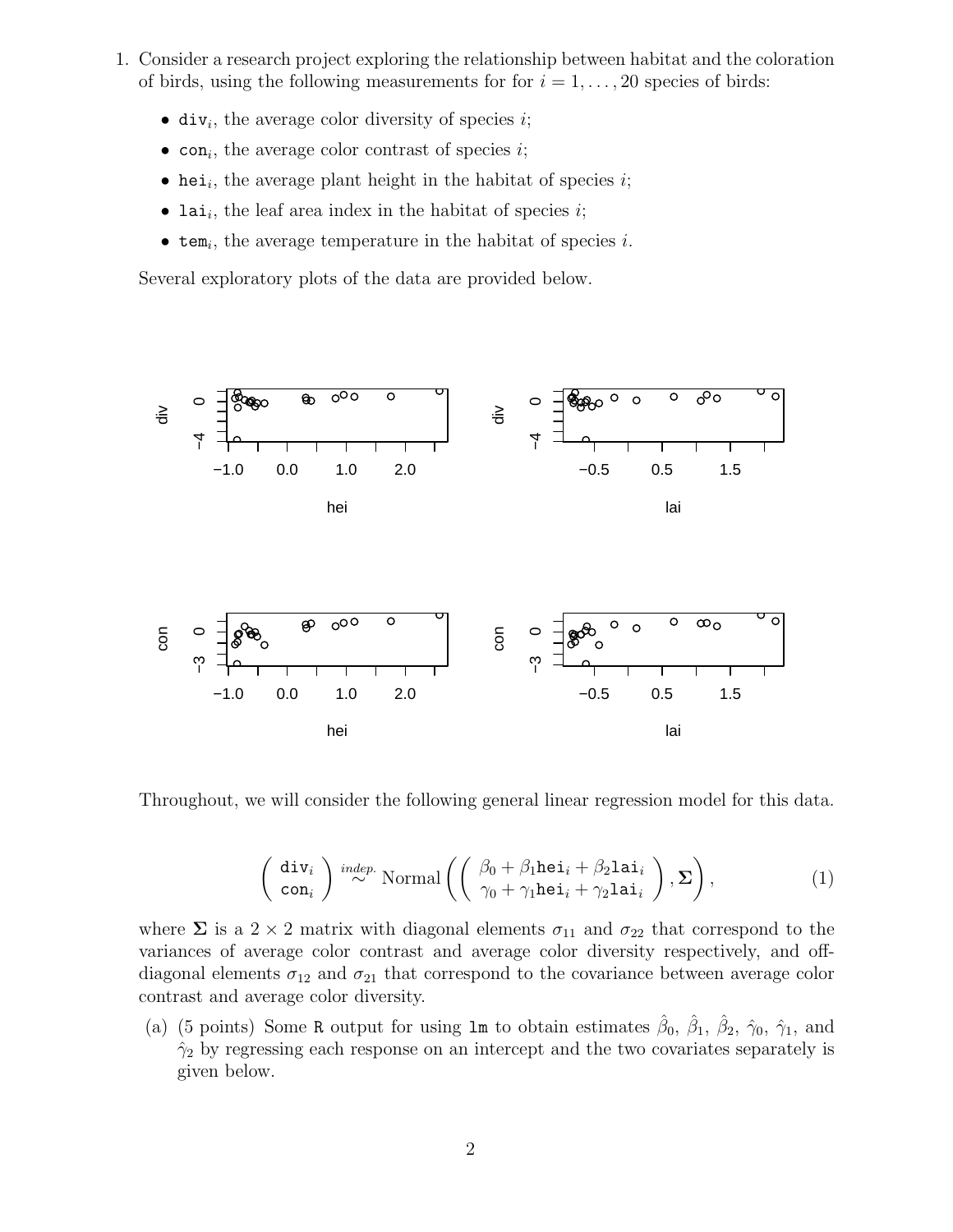1. Consider a research project exploring the relationship between habitat and the coloration of birds, using the following measurements for for $i = 1, \ldots, 20$ species of birds:

   - $\texttt{div}_i$, the average color diversity of species $i$;
   - $\texttt{con}_i$, the average color contrast of species $i$;
   - $\texttt{hei}_i$, the average plant height in the habitat of species $i$;
   - $\texttt{lai}_i$, the leaf area index in the habitat of species $i$;
   - $\texttt{tem}_i$, the average temperature in the habitat of species $i$.

   Several exploratory plots of the data are provided below.

   Throughout, we will consider the following general linear regression model for this data.

$$\begin{pmatrix} \texttt{div}_i \\ \texttt{con}_i \end{pmatrix} \overset{indep.}{\sim} \text{Normal}\left( \begin{pmatrix} \beta_0 + \beta_1 \texttt{hei}_i + \beta_2 \texttt{lai}_i \\ \gamma_0 + \gamma_1 \texttt{hei}_i + \gamma_2 \texttt{lai}_i \end{pmatrix}, \boldsymbol{\Sigma} \right), \tag{1}$$

   where $\boldsymbol{\Sigma}$ is a $2 \times 2$ matrix with diagonal elements $\sigma_{11}$ and $\sigma_{22}$ that correspond to the variances of average color contrast and average color diversity respectively, and off-diagonal elements $\sigma_{12}$ and $\sigma_{21}$ that correspond to the covariance between average color contrast and average color diversity.

   (a) (5 points) Some R output for using `lm` to obtain estimates $\hat{\beta}_0$, $\hat{\beta}_1$, $\hat{\beta}_2$, $\hat{\gamma}_0$, $\hat{\gamma}_1$, and $\hat{\gamma}_2$ by regressing each response on an intercept and the two covariates separately is given below.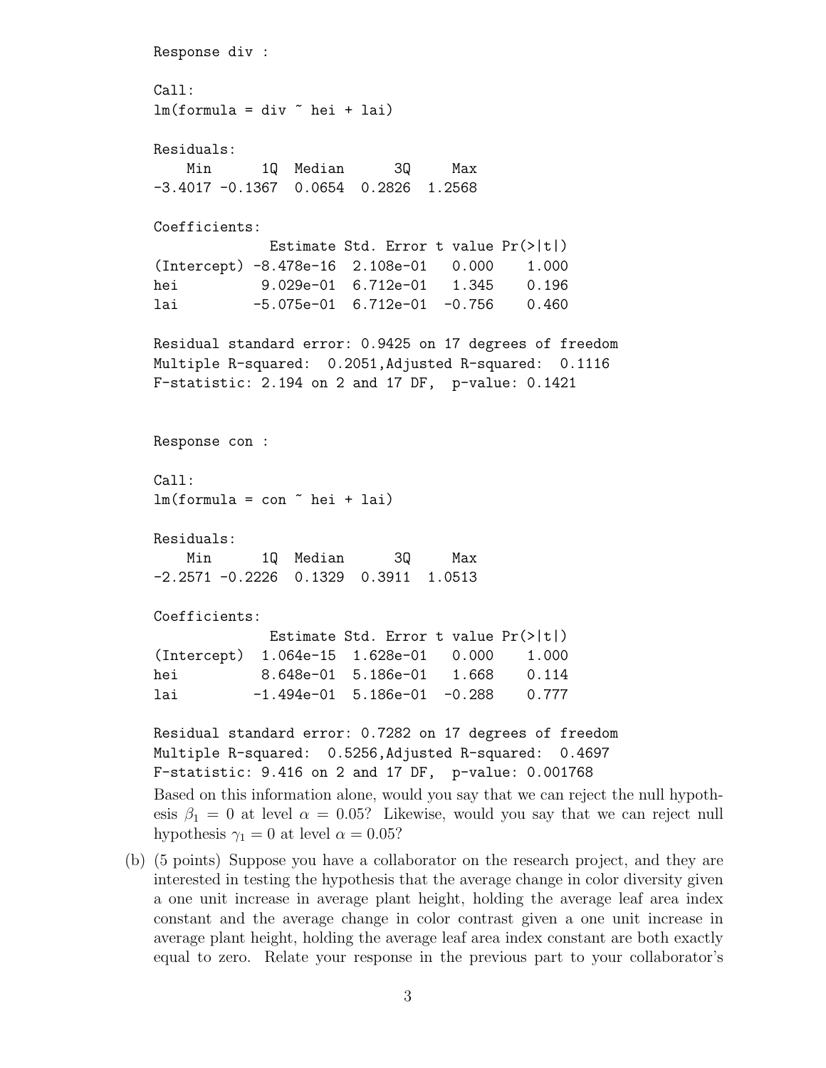```
Response div :

Call:
lm(formula = div ~ hei + lai)

Residuals:
    Min      1Q  Median      3Q     Max 
-3.4017 -0.1367  0.0654  0.2826  1.2568 

Coefficients:
              Estimate Std. Error t value Pr(>|t|)
(Intercept) -8.478e-16  2.108e-01   0.000    1.000
hei          9.029e-01  6.712e-01   1.345    0.196
lai         -5.075e-01  6.712e-01  -0.756    0.460

Residual standard error: 0.9425 on 17 degrees of freedom
Multiple R-squared:  0.2051,Adjusted R-squared:  0.1116 
F-statistic: 2.194 on 2 and 17 DF,  p-value: 0.1421 


Response con :

Call:
lm(formula = con ~ hei + lai)

Residuals:
    Min      1Q  Median      3Q     Max 
-2.2571 -0.2226  0.1329  0.3911  1.0513 

Coefficients:
              Estimate Std. Error t value Pr(>|t|)
(Intercept)  1.064e-15  1.628e-01   0.000    1.000
hei          8.648e-01  5.186e-01   1.668    0.114
lai         -1.494e-01  5.186e-01  -0.288    0.777

Residual standard error: 0.7282 on 17 degrees of freedom
Multiple R-squared:  0.5256,Adjusted R-squared:  0.4697 
F-statistic: 9.416 on 2 and 17 DF,  p-value: 0.001768
```

Based on this information alone, would you say that we can reject the null hypothesis $\beta_1 = 0$ at level $\alpha = 0.05$? Likewise, would you say that we can reject null hypothesis $\gamma_1 = 0$ at level $\alpha = 0.05$?

(b) (5 points) Suppose you have a collaborator on the research project, and they are interested in testing the hypothesis that the average change in color diversity given a one unit increase in average plant height, holding the average leaf area index constant and the average change in color contrast given a one unit increase in average plant height, holding the average leaf area index constant are both exactly equal to zero. Relate your response in the previous part to your collaborator's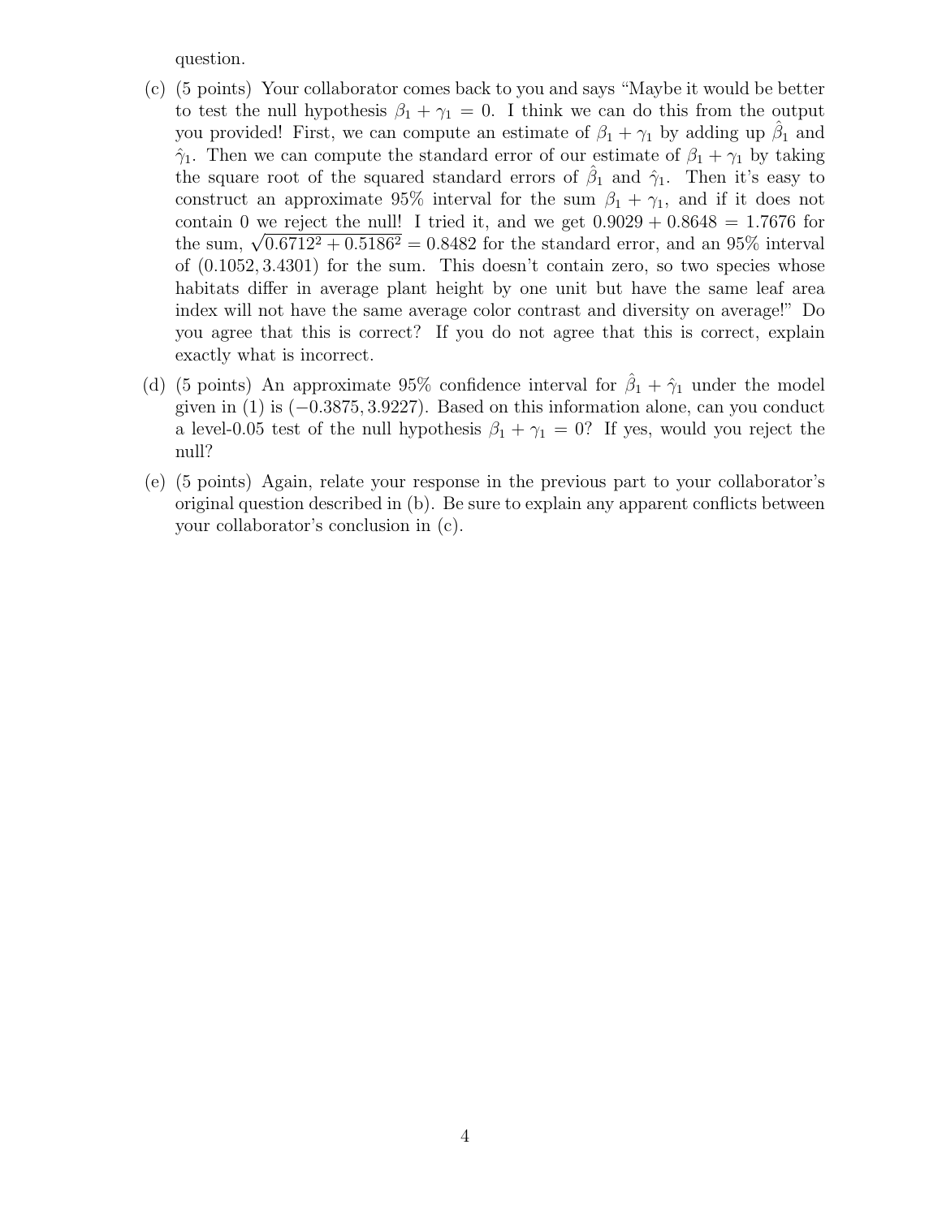question.

(c) (5 points) Your collaborator comes back to you and says "Maybe it would be better to test the null hypothesis $\beta_1 + \gamma_1 = 0$. I think we can do this from the output you provided! First, we can compute an estimate of $\beta_1 + \gamma_1$ by adding up $\hat{\beta}_1$ and $\hat{\gamma}_1$. Then we can compute the standard error of our estimate of $\beta_1 + \gamma_1$ by taking the square root of the squared standard errors of $\hat{\beta}_1$ and $\hat{\gamma}_1$. Then it's easy to construct an approximate 95% interval for the sum $\beta_1 + \gamma_1$, and if it does not contain 0 we reject the null! I tried it, and we get $0.9029 + 0.8648 = 1.7676$ for the sum, $\sqrt{0.6712^2 + 0.5186^2} = 0.8482$ for the standard error, and an 95% interval of $(0.1052, 3.4301)$ for the sum. This doesn't contain zero, so two species whose habitats differ in average plant height by one unit but have the same leaf area index will not have the same average color contrast and diversity on average!" Do you agree that this is correct? If you do not agree that this is correct, explain exactly what is incorrect.

(d) (5 points) An approximate 95% confidence interval for $\hat{\beta}_1 + \hat{\gamma}_1$ under the model given in (1) is $(-0.3875, 3.9227)$. Based on this information alone, can you conduct a level-0.05 test of the null hypothesis $\beta_1 + \gamma_1 = 0$? If yes, would you reject the null?

(e) (5 points) Again, relate your response in the previous part to your collaborator's original question described in (b). Be sure to explain any apparent conflicts between your collaborator's conclusion in (c).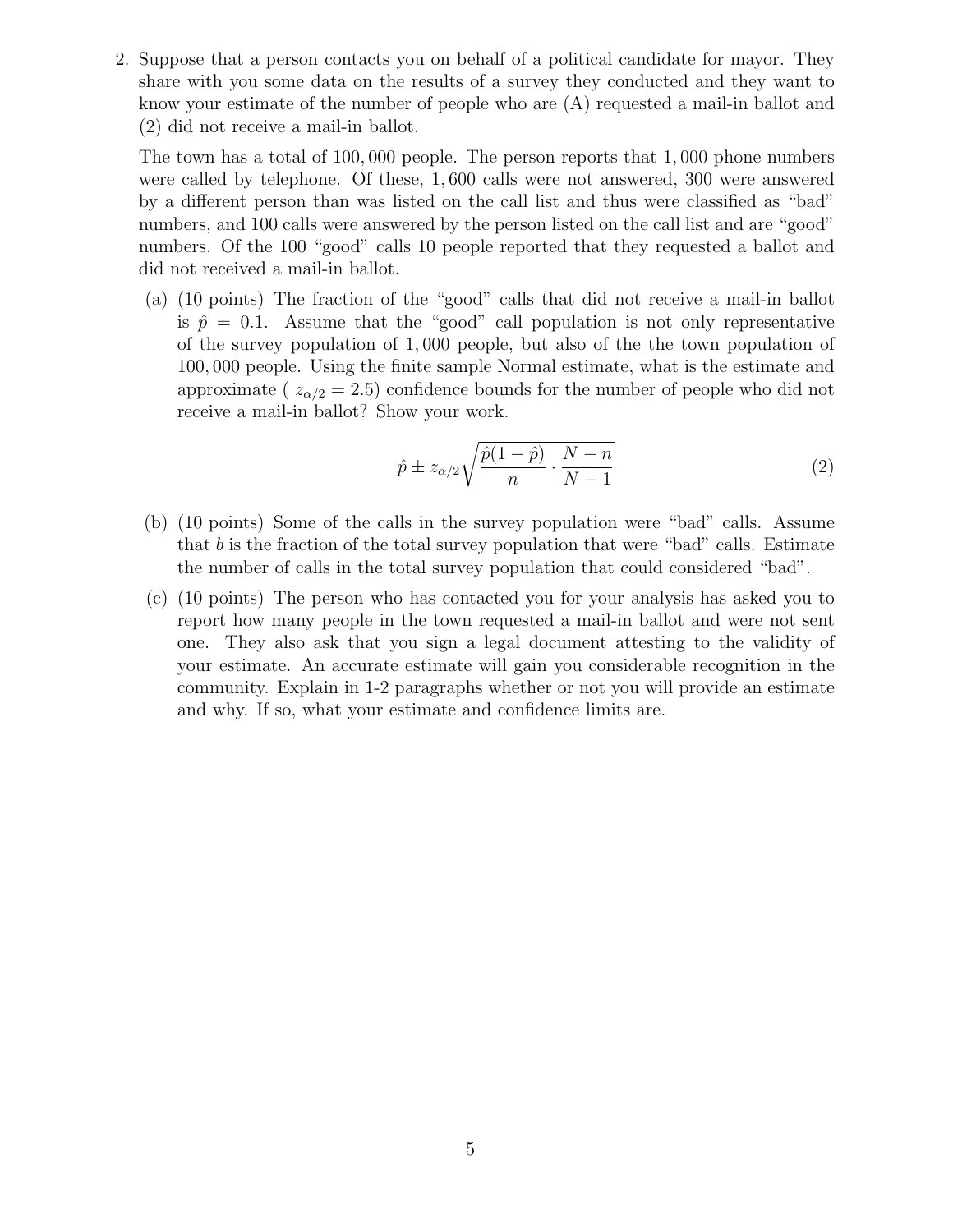2. Suppose that a person contacts you on behalf of a political candidate for mayor. They share with you some data on the results of a survey they conducted and they want to know your estimate of the number of people who are (A) requested a mail-in ballot and (2) did not receive a mail-in ballot.

   The town has a total of 100,000 people. The person reports that 1,000 phone numbers were called by telephone. Of these, 1,600 calls were not answered, 300 were answered by a different person than was listed on the call list and thus were classified as "bad" numbers, and 100 calls were answered by the person listed on the call list and are "good" numbers. Of the 100 "good" calls 10 people reported that they requested a ballot and did not received a mail-in ballot.

   (a) (10 points) The fraction of the "good" calls that did not receive a mail-in ballot is $\hat{p} = 0.1$. Assume that the "good" call population is not only representative of the survey population of 1,000 people, but also of the the town population of 100,000 people. Using the finite sample Normal estimate, what is the estimate and approximate ( $z_{\alpha/2} = 2.5$) confidence bounds for the number of people who did not receive a mail-in ballot? Show your work.

   $$\hat{p} \pm z_{\alpha/2}\sqrt{\frac{\hat{p}(1-\hat{p})}{n} \cdot \frac{N-n}{N-1}} \tag{2}$$

   (b) (10 points) Some of the calls in the survey population were "bad" calls. Assume that $b$ is the fraction of the total survey population that were "bad" calls. Estimate the number of calls in the total survey population that could considered "bad".

   (c) (10 points) The person who has contacted you for your analysis has asked you to report how many people in the town requested a mail-in ballot and were not sent one. They also ask that you sign a legal document attesting to the validity of your estimate. An accurate estimate will gain you considerable recognition in the community. Explain in 1-2 paragraphs whether or not you will provide an estimate and why. If so, what your estimate and confidence limits are.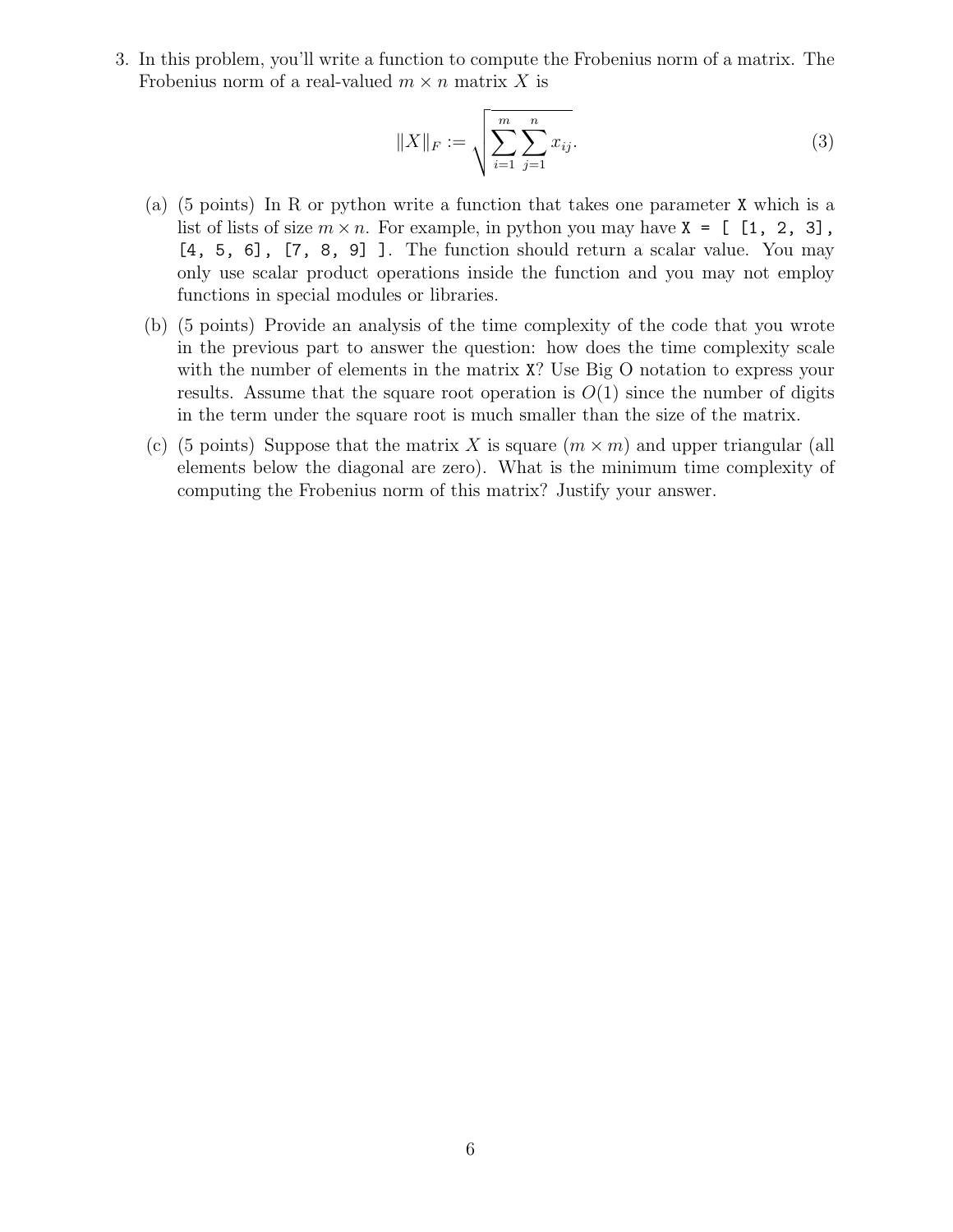3. In this problem, you'll write a function to compute the Frobenius norm of a matrix. The Frobenius norm of a real-valued $m \times n$ matrix $X$ is

$$\|X\|_F := \sqrt{\sum_{i=1}^{m} \sum_{j=1}^{n} x_{ij}}. \tag{3}$$

   (a) (5 points) In R or python write a function that takes one parameter `X` which is a list of lists of size $m \times n$. For example, in python you may have `X = [ [1, 2, 3], [4, 5, 6], [7, 8, 9] ]`. The function should return a scalar value. You may only use scalar product operations inside the function and you may not employ functions in special modules or libraries.

   (b) (5 points) Provide an analysis of the time complexity of the code that you wrote in the previous part to answer the question: how does the time complexity scale with the number of elements in the matrix `X`? Use Big O notation to express your results. Assume that the square root operation is $O(1)$ since the number of digits in the term under the square root is much smaller than the size of the matrix.

   (c) (5 points) Suppose that the matrix $X$ is square ($m \times m$) and upper triangular (all elements below the diagonal are zero). What is the minimum time complexity of computing the Frobenius norm of this matrix? Justify your answer.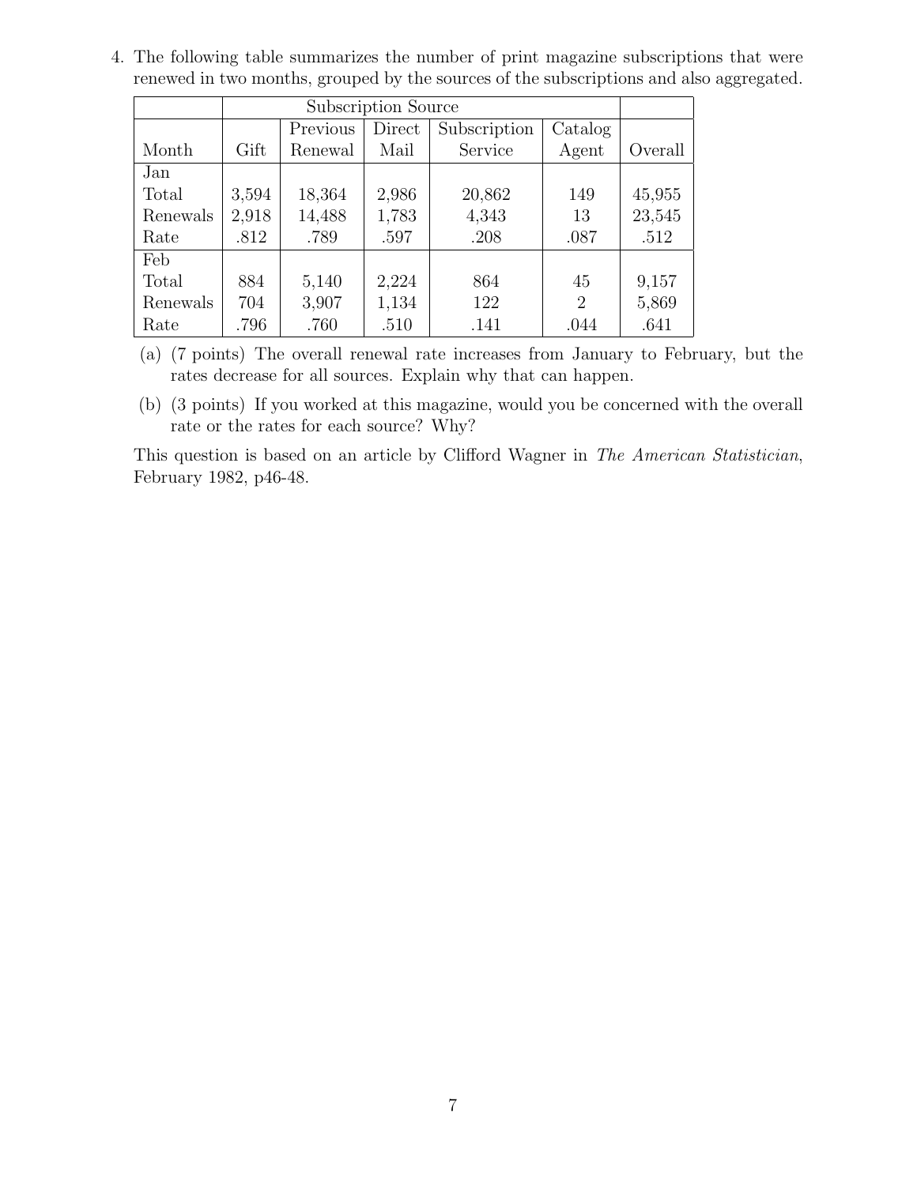4. The following table summarizes the number of print magazine subscriptions that were renewed in two months, grouped by the sources of the subscriptions and also aggregated.

| | Subscription Source | | | | | |
|---|---|---|---|---|---|---|
| Month | Gift | Previous Renewal | Direct Mail | Subscription Service | Catalog Agent | Overall |
| Jan | | | | | | |
| Total | 3,594 | 18,364 | 2,986 | 20,862 | 149 | 45,955 |
| Renewals | 2,918 | 14,488 | 1,783 | 4,343 | 13 | 23,545 |
| Rate | .812 | .789 | .597 | .208 | .087 | .512 |
| Feb | | | | | | |
| Total | 884 | 5,140 | 2,224 | 864 | 45 | 9,157 |
| Renewals | 704 | 3,907 | 1,134 | 122 | 2 | 5,869 |
| Rate | .796 | .760 | .510 | .141 | .044 | .641 |

(a) (7 points) The overall renewal rate increases from January to February, but the rates decrease for all sources. Explain why that can happen.

(b) (3 points) If you worked at this magazine, would you be concerned with the overall rate or the rates for each source? Why?

This question is based on an article by Clifford Wagner in *The American Statistician*, February 1982, p46-48.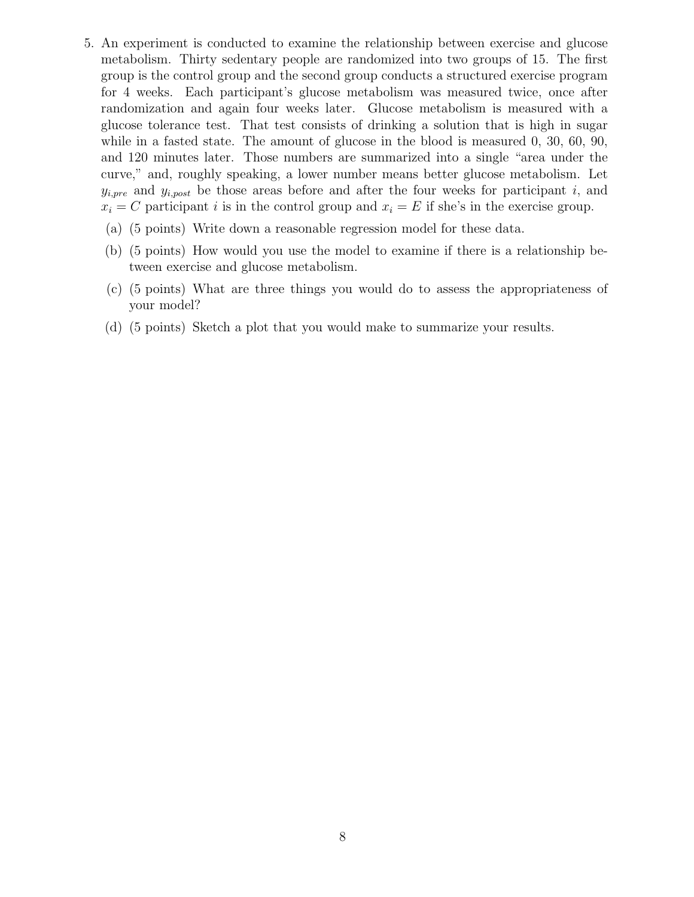5. An experiment is conducted to examine the relationship between exercise and glucose metabolism. Thirty sedentary people are randomized into two groups of 15. The first group is the control group and the second group conducts a structured exercise program for 4 weeks. Each participant's glucose metabolism was measured twice, once after randomization and again four weeks later. Glucose metabolism is measured with a glucose tolerance test. That test consists of drinking a solution that is high in sugar while in a fasted state. The amount of glucose in the blood is measured 0, 30, 60, 90, and 120 minutes later. Those numbers are summarized into a single "area under the curve," and, roughly speaking, a lower number means better glucose metabolism. Let $y_{i,pre}$ and $y_{i,post}$ be those areas before and after the four weeks for participant $i$, and $x_i = C$ participant $i$ is in the control group and $x_i = E$ if she's in the exercise group.

   (a) (5 points) Write down a reasonable regression model for these data.

   (b) (5 points) How would you use the model to examine if there is a relationship between exercise and glucose metabolism.

   (c) (5 points) What are three things you would do to assess the appropriateness of your model?

   (d) (5 points) Sketch a plot that you would make to summarize your results.